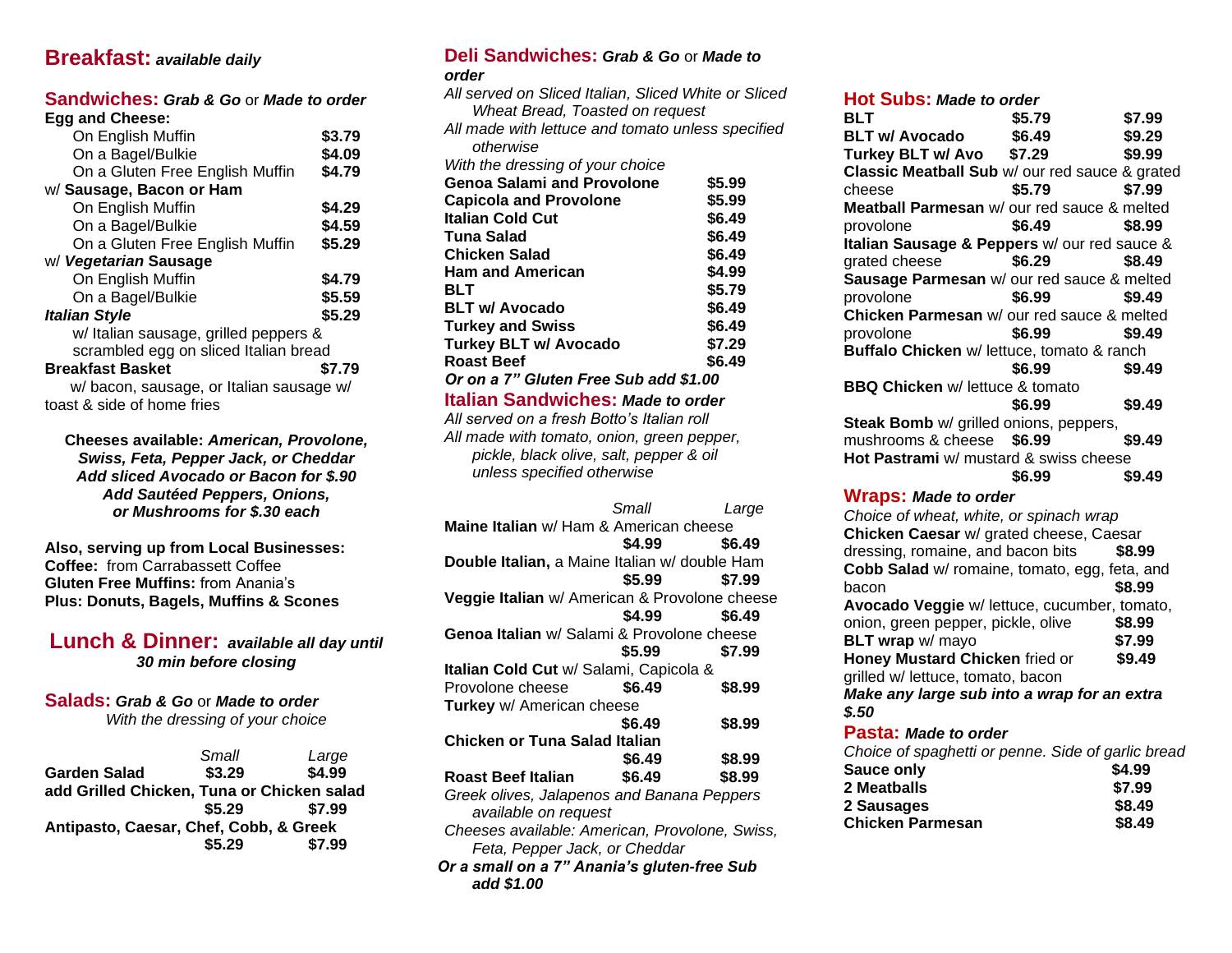# Breakfast: *available daily*

## Sandwiches: *Grab & Go* or *Made to order*

**Egg and Cheese:**

| | |
|---|---|
| On English Muffin | **$3.79** |
| On a Bagel/Bulkie | **$4.09** |
| On a Gluten Free English Muffin | **$4.79** |

w/ **Sausage, Bacon or Ham**

| | |
|---|---|
| On English Muffin | **$4.29** |
| On a Bagel/Bulkie | **$4.59** |
| On a Gluten Free English Muffin | **$5.29** |

w/ ***Vegetarian* Sausage**

| | |
|---|---|
| On English Muffin | **$4.79** |
| On a Bagel/Bulkie | **$5.59** |

***Italian Style*** **$5.29**
w/ Italian sausage, grilled peppers & scrambled egg on sliced Italian bread

**Breakfast Basket** **$7.79**
w/ bacon, sausage, or Italian sausage w/ toast & side of home fries

**Cheeses available: *American, Provolone, Swiss, Feta, Pepper Jack, or Cheddar***
***Add sliced Avocado or Bacon for $.90***
***Add Sautéed Peppers, Onions, or Mushrooms for $.30 each***

**Also, serving up from Local Businesses:**
**Coffee:** from Carrabassett Coffee
**Gluten Free Muffins:** from Anania's
**Plus: Donuts, Bagels, Muffins & Scones**

# Lunch & Dinner: *available all day until 30 min before closing*

## Salads: *Grab & Go* or *Made to order*

*With the dressing of your choice*

| | *Small* | *Large* |
|---|---|---|
| **Garden Salad** | **$3.29** | **$4.99** |
| **add Grilled Chicken, Tuna or Chicken salad** | **$5.29** | **$7.99** |
| **Antipasto, Caesar, Chef, Cobb, & Greek** | **$5.29** | **$7.99** |

## Deli Sandwiches: *Grab & Go* or *Made to order*

*All served on Sliced Italian, Sliced White or Sliced Wheat Bread, Toasted on request*
*All made with lettuce and tomato unless specified otherwise*
*With the dressing of your choice*

| | |
|---|---|
| **Genoa Salami and Provolone** | **$5.99** |
| **Capicola and Provolone** | **$5.99** |
| **Italian Cold Cut** | **$6.49** |
| **Tuna Salad** | **$6.49** |
| **Chicken Salad** | **$6.49** |
| **Ham and American** | **$4.99** |
| **BLT** | **$5.79** |
| **BLT w/ Avocado** | **$6.49** |
| **Turkey and Swiss** | **$6.49** |
| **Turkey BLT w/ Avocado** | **$7.29** |
| **Roast Beef** | **$6.49** |

***Or on a 7" Gluten Free Sub add $1.00***

## Italian Sandwiches: *Made to order*

*All served on a fresh Botto's Italian roll*
*All made with tomato, onion, green pepper, pickle, black olive, salt, pepper & oil unless specified otherwise*

| | *Small* | *Large* |
|---|---|---|
| **Maine Italian** w/ Ham & American cheese | **$4.99** | **$6.49** |
| **Double Italian,** a Maine Italian w/ double Ham | **$5.99** | **$7.99** |
| **Veggie Italian** w/ American & Provolone cheese | **$4.99** | **$6.49** |
| **Genoa Italian** w/ Salami & Provolone cheese | **$5.99** | **$7.99** |
| **Italian Cold Cut** w/ Salami, Capicola & Provolone cheese | **$6.49** | **$8.99** |
| **Turkey** w/ American cheese | **$6.49** | **$8.99** |
| **Chicken or Tuna Salad Italian** | **$6.49** | **$8.99** |
| **Roast Beef Italian** | **$6.49** | **$8.99** |

*Greek olives, Jalapenos and Banana Peppers available on request*
*Cheeses available: American, Provolone, Swiss, Feta, Pepper Jack, or Cheddar*
***Or a small on a 7" Anania's gluten-free Sub add $1.00***

## Hot Subs: *Made to order*

| | | |
|---|---|---|
| **BLT** | **$5.79** | **$7.99** |
| **BLT w/ Avocado** | **$6.49** | **$9.29** |
| **Turkey BLT w/ Avo** | **$7.29** | **$9.99** |
| **Classic Meatball Sub** w/ our red sauce & grated cheese | **$5.79** | **$7.99** |
| **Meatball Parmesan** w/ our red sauce & melted provolone | **$6.49** | **$8.99** |
| **Italian Sausage & Peppers** w/ our red sauce & grated cheese | **$6.29** | **$8.49** |
| **Sausage Parmesan** w/ our red sauce & melted provolone | **$6.99** | **$9.49** |
| **Chicken Parmesan** w/ our red sauce & melted provolone | **$6.99** | **$9.49** |
| **Buffalo Chicken** w/ lettuce, tomato & ranch | **$6.99** | **$9.49** |
| **BBQ Chicken** w/ lettuce & tomato | **$6.99** | **$9.49** |
| **Steak Bomb** w/ grilled onions, peppers, mushrooms & cheese | **$6.99** | **$9.49** |
| **Hot Pastrami** w/ mustard & swiss cheese | **$6.99** | **$9.49** |

## Wraps: *Made to order*

*Choice of wheat, white, or spinach wrap*

| | |
|---|---|
| **Chicken Caesar** w/ grated cheese, Caesar dressing, romaine, and bacon bits | **$8.99** |
| **Cobb Salad** w/ romaine, tomato, egg, feta, and bacon | **$8.99** |
| **Avocado Veggie** w/ lettuce, cucumber, tomato, onion, green pepper, pickle, olive | **$8.99** |
| **BLT wrap** w/ mayo | **$7.99** |
| **Honey Mustard Chicken** fried or grilled w/ lettuce, tomato, bacon | **$9.49** |

***Make any large sub into a wrap for an extra $.50***

## Pasta: *Made to order*

*Choice of spaghetti or penne. Side of garlic bread*

| | |
|---|---|
| **Sauce only** | **$4.99** |
| **2 Meatballs** | **$7.99** |
| **2 Sausages** | **$8.49** |
| **Chicken Parmesan** | **$8.49** |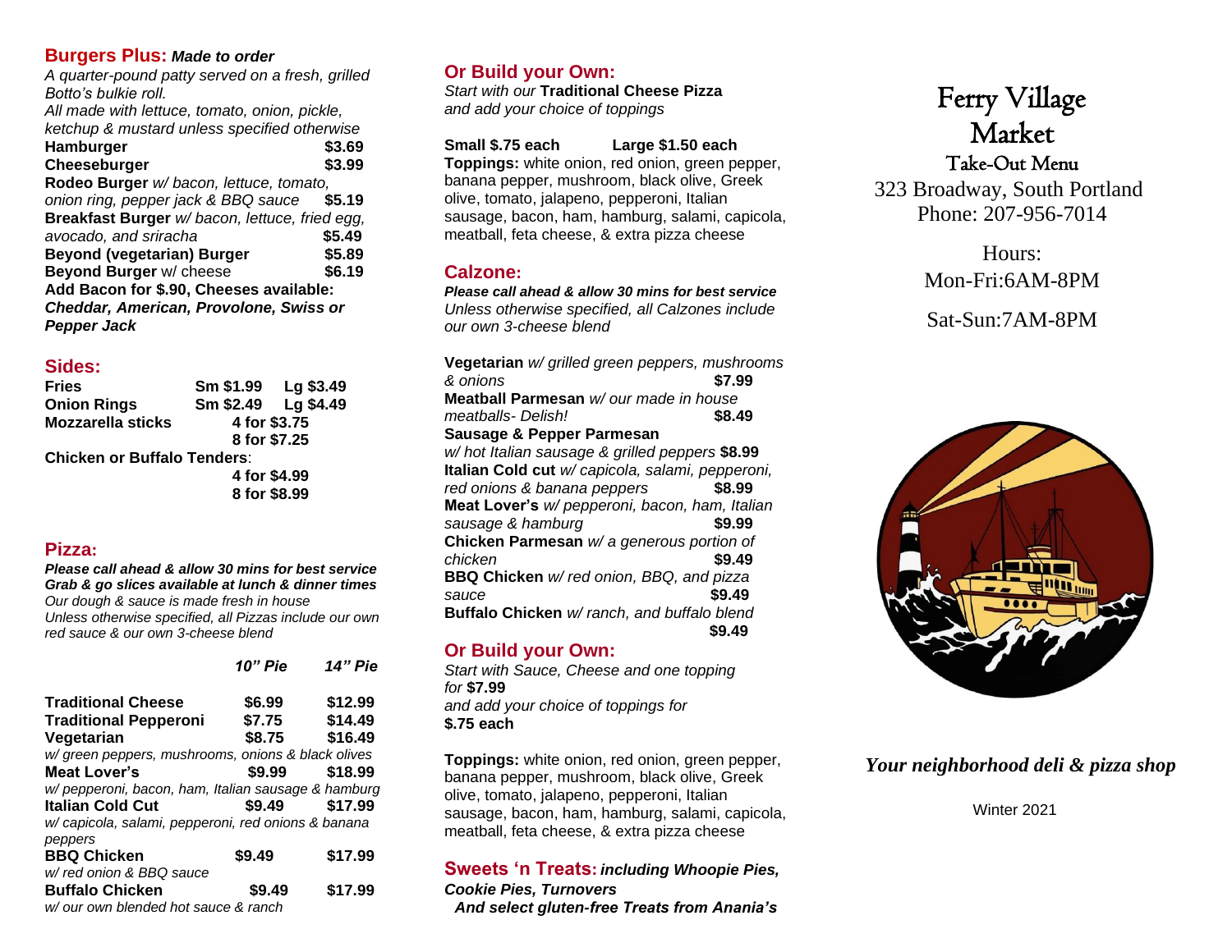## Burgers Plus: ***Made to order***

*A quarter-pound patty served on a fresh, grilled Botto's bulkie roll.*
*All made with lettuce, tomato, onion, pickle, ketchup & mustard unless specified otherwise*

| | |
|---|---|
| **Hamburger** | **$3.69** |
| **Cheeseburger** | **$3.99** |
| **Rodeo Burger** *w/ bacon, lettuce, tomato, onion ring, pepper jack & BBQ sauce* | **$5.19** |
| **Breakfast Burger** *w/ bacon, lettuce, fried egg, avocado, and sriracha* | **$5.49** |
| **Beyond (vegetarian) Burger** | **$5.89** |
| **Beyond Burger** w/ cheese | **$6.19** |

**Add Bacon for $.90, Cheeses available:**
***Cheddar, American, Provolone, Swiss or Pepper Jack***

## Sides:

| | | |
|---|---|---|
| **Fries** | **Sm $1.99** | **Lg $3.49** |
| **Onion Rings** | **Sm $2.49** | **Lg $4.49** |
| **Mozzarella sticks** | **4 for $3.75** | **8 for $7.25** |
| **Chicken or Buffalo Tenders**: | **4 for $4.99** | **8 for $8.99** |

## Pizza:

***Please call ahead & allow 30 mins for best service***
***Grab & go slices available at lunch & dinner times***
*Our dough & sauce is made fresh in house*
*Unless otherwise specified, all Pizzas include our own red sauce & our own 3-cheese blend*

| | *10" Pie* | *14" Pie* |
|---|---|---|
| **Traditional Cheese** | **$6.99** | **$12.99** |
| **Traditional Pepperoni** | **$7.75** | **$14.49** |
| **Vegetarian** *w/ green peppers, mushrooms, onions & black olives* | **$8.75** | **$16.49** |
| **Meat Lover's** *w/ pepperoni, bacon, ham, Italian sausage & hamburg* | **$9.99** | **$18.99** |
| **Italian Cold Cut** *w/ capicola, salami, pepperoni, red onions & banana peppers* | **$9.49** | **$17.99** |
| **BBQ Chicken** *w/ red onion & BBQ sauce* | **$9.49** | **$17.99** |
| **Buffalo Chicken** *w/ our own blended hot sauce & ranch* | **$9.49** | **$17.99** |

## Or Build your Own:

*Start with our* **Traditional Cheese Pizza** *and add your choice of toppings*

**Small $.75 each** **Large $1.50 each**

**Toppings:** white onion, red onion, green pepper, banana pepper, mushroom, black olive, Greek olive, tomato, jalapeno, pepperoni, Italian sausage, bacon, ham, hamburg, salami, capicola, meatball, feta cheese, & extra pizza cheese

## Calzone:

***Please call ahead & allow 30 mins for best service***
*Unless otherwise specified, all Calzones include our own 3-cheese blend*

| | |
|---|---|
| **Vegetarian** *w/ grilled green peppers, mushrooms & onions* | **$7.99** |
| **Meatball Parmesan** *w/ our made in house meatballs- Delish!* | **$8.49** |
| **Sausage & Pepper Parmesan** *w/ hot Italian sausage & grilled peppers* | **$8.99** |
| **Italian Cold cut** *w/ capicola, salami, pepperoni, red onions & banana peppers* | **$8.99** |
| **Meat Lover's** *w/ pepperoni, bacon, ham, Italian sausage & hamburg* | **$9.99** |
| **Chicken Parmesan** *w/ a generous portion of chicken* | **$9.49** |
| **BBQ Chicken** *w/ red onion, BBQ, and pizza sauce* | **$9.49** |
| **Buffalo Chicken** *w/ ranch, and buffalo blend* | **$9.49** |

## Or Build your Own:

*Start with Sauce, Cheese and one topping for* **$7.99**
*and add your choice of toppings for* **$.75 each**

**Toppings:** white onion, red onion, green pepper, banana pepper, mushroom, black olive, Greek olive, tomato, jalapeno, pepperoni, Italian sausage, bacon, ham, hamburg, salami, capicola, meatball, feta cheese, & extra pizza cheese

## Sweets 'n Treats: ***including Whoopie Pies, Cookie Pies, Turnovers***

***And select gluten-free Treats from Anania's***

# Ferry Village Market

## Take-Out Menu

323 Broadway, South Portland
Phone: 207-956-7014

Hours:
Mon-Fri:6AM-8PM

Sat-Sun:7AM-8PM

***Your neighborhood deli & pizza shop***

Winter 2021